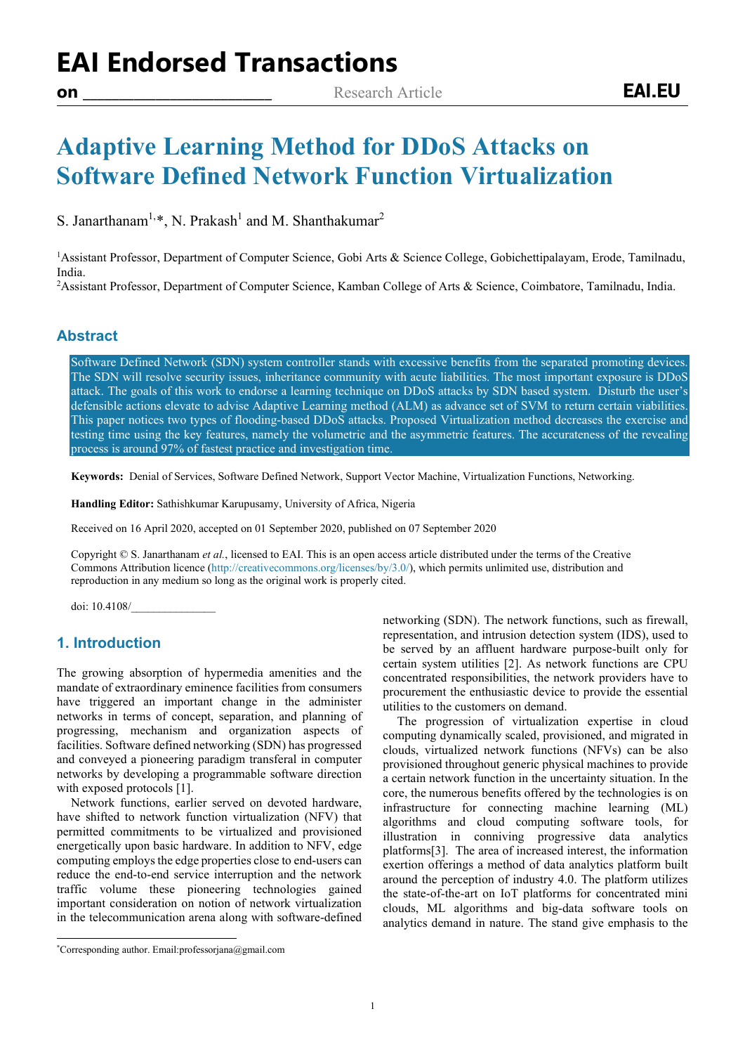# Adaptive Learning Method for DDoS Attacks on Software Defined Network Function Virtualization

S. Janarthanam[1,*], N. Prakash[1] and M. Shanthakumar[2]

[1]Assistant Professor, Department of Computer Science, Gobi Arts & Science College, Gobichettipalayam, Erode, Tamilnadu, India.
[2]Assistant Professor, Department of Computer Science, Kamban College of Arts & Science, Coimbatore, Tamilnadu, India.

## Abstract

Software Defined Network (SDN) system controller stands with excessive benefits from the separated promoting devices. The SDN will resolve security issues, inheritance community with acute liabilities. The most important exposure is DDoS attack. The goals of this work to endorse a learning technique on DDoS attacks by SDN based system. Disturb the user's defensible actions elevate to advise Adaptive Learning method (ALM) as advance set of SVM to return certain viabilities. This paper notices two types of flooding-based DDoS attacks. Proposed Virtualization method decreases the exercise and testing time using the key features, namely the volumetric and the asymmetric features. The accurateness of the revealing process is around 97% of fastest practice and investigation time.

**Keywords:** Denial of Services, Software Defined Network, Support Vector Machine, Virtualization Functions, Networking.

**Handling Editor:** Sathishkumar Karupusamy, University of Africa, Nigeria

Received on 16 April 2020, accepted on 01 September 2020, published on 07 September 2020

Copyright © S. Janarthanam *et al.*, licensed to EAI. This is an open access article distributed under the terms of the Creative Commons Attribution licence (http://creativecommons.org/licenses/by/3.0/), which permits unlimited use, distribution and reproduction in any medium so long as the original work is properly cited.

doi: 10.4108/_______________

## 1. Introduction

The growing absorption of hypermedia amenities and the mandate of extraordinary eminence facilities from consumers have triggered an important change in the administer networks in terms of concept, separation, and planning of progressing, mechanism and organization aspects of facilities. Software defined networking (SDN) has progressed and conveyed a pioneering paradigm transferal in computer networks by developing a programmable software direction with exposed protocols [1].

Network functions, earlier served on devoted hardware, have shifted to network function virtualization (NFV) that permitted commitments to be virtualized and provisioned energetically upon basic hardware. In addition to NFV, edge computing employs the edge properties close to end-users can reduce the end-to-end service interruption and the network traffic volume these pioneering technologies gained important consideration on notion of network virtualization in the telecommunication arena along with software-defined networking (SDN). The network functions, such as firewall, representation, and intrusion detection system (IDS), used to be served by an affluent hardware purpose-built only for certain system utilities [2]. As network functions are CPU concentrated responsibilities, the network providers have to procurement the enthusiastic device to provide the essential utilities to the customers on demand.

The progression of virtualization expertise in cloud computing dynamically scaled, provisioned, and migrated in clouds, virtualized network functions (NFVs) can be also provisioned throughout generic physical machines to provide a certain network function in the uncertainty situation. In the core, the numerous benefits offered by the technologies is on infrastructure for connecting machine learning (ML) algorithms and cloud computing software tools, for illustration in conniving progressive data analytics platforms[3]. The area of increased interest, the information exertion offerings a method of data analytics platform built around the perception of industry 4.0. The platform utilizes the state-of-the-art on IoT platforms for concentrated mini clouds, ML algorithms and big-data software tools on analytics demand in nature. The stand give emphasis to the

*Corresponding author. Email:professorjana@gmail.com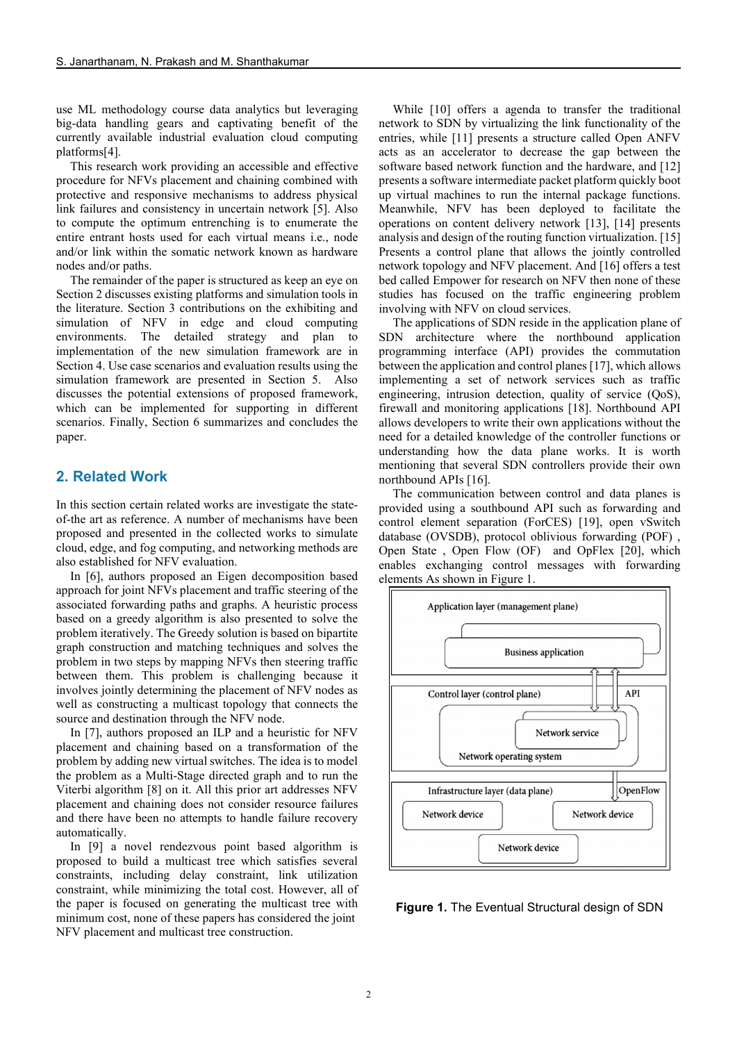use ML methodology course data analytics but leveraging big-data handling gears and captivating benefit of the currently available industrial evaluation cloud computing platforms[4].

This research work providing an accessible and effective procedure for NFVs placement and chaining combined with protective and responsive mechanisms to address physical link failures and consistency in uncertain network [5]. Also to compute the optimum entrenching is to enumerate the entire entrant hosts used for each virtual means i.e., node and/or link within the somatic network known as hardware nodes and/or paths.

The remainder of the paper is structured as keep an eye on Section 2 discusses existing platforms and simulation tools in the literature. Section 3 contributions on the exhibiting and simulation of NFV in edge and cloud computing environments. The detailed strategy and plan to implementation of the new simulation framework are in Section 4. Use case scenarios and evaluation results using the simulation framework are presented in Section 5. Also discusses the potential extensions of proposed framework, which can be implemented for supporting in different scenarios. Finally, Section 6 summarizes and concludes the paper.

## 2. Related Work

In this section certain related works are investigate the state-of-the art as reference. A number of mechanisms have been proposed and presented in the collected works to simulate cloud, edge, and fog computing, and networking methods are also established for NFV evaluation.

In [6], authors proposed an Eigen decomposition based approach for joint NFVs placement and traffic steering of the associated forwarding paths and graphs. A heuristic process based on a greedy algorithm is also presented to solve the problem iteratively. The Greedy solution is based on bipartite graph construction and matching techniques and solves the problem in two steps by mapping NFVs then steering traffic between them. This problem is challenging because it involves jointly determining the placement of NFV nodes as well as constructing a multicast topology that connects the source and destination through the NFV node.

In [7], authors proposed an ILP and a heuristic for NFV placement and chaining based on a transformation of the problem by adding new virtual switches. The idea is to model the problem as a Multi-Stage directed graph and to run the Viterbi algorithm [8] on it. All this prior art addresses NFV placement and chaining does not consider resource failures and there have been no attempts to handle failure recovery automatically.

In [9] a novel rendezvous point based algorithm is proposed to build a multicast tree which satisfies several constraints, including delay constraint, link utilization constraint, while minimizing the total cost. However, all of the paper is focused on generating the multicast tree with minimum cost, none of these papers has considered the joint NFV placement and multicast tree construction.

While [10] offers a agenda to transfer the traditional network to SDN by virtualizing the link functionality of the entries, while [11] presents a structure called Open ANFV acts as an accelerator to decrease the gap between the software based network function and the hardware, and [12] presents a software intermediate packet platform quickly boot up virtual machines to run the internal package functions. Meanwhile, NFV has been deployed to facilitate the operations on content delivery network [13], [14] presents analysis and design of the routing function virtualization. [15] Presents a control plane that allows the jointly controlled network topology and NFV placement. And [16] offers a test bed called Empower for research on NFV then none of these studies has focused on the traffic engineering problem involving with NFV on cloud services.

The applications of SDN reside in the application plane of SDN architecture where the northbound application programming interface (API) provides the commutation between the application and control planes [17], which allows implementing a set of network services such as traffic engineering, intrusion detection, quality of service (QoS), firewall and monitoring applications [18]. Northbound API allows developers to write their own applications without the need for a detailed knowledge of the controller functions or understanding how the data plane works. It is worth mentioning that several SDN controllers provide their own northbound APIs [16].

The communication between control and data planes is provided using a southbound API such as forwarding and control element separation (ForCES) [19], open vSwitch database (OVSDB), protocol oblivious forwarding (POF) , Open State , Open Flow (OF) and OpFlex [20], which enables exchanging control messages with forwarding elements As shown in Figure 1.

Application layer (management plane)

Business application

Control layer (control plane)

API

Network service

Network operating system

Infrastructure layer (data plane)

OpenFlow

Network device

Network device

Network device

**Figure 1.** The Eventual Structural design of SDN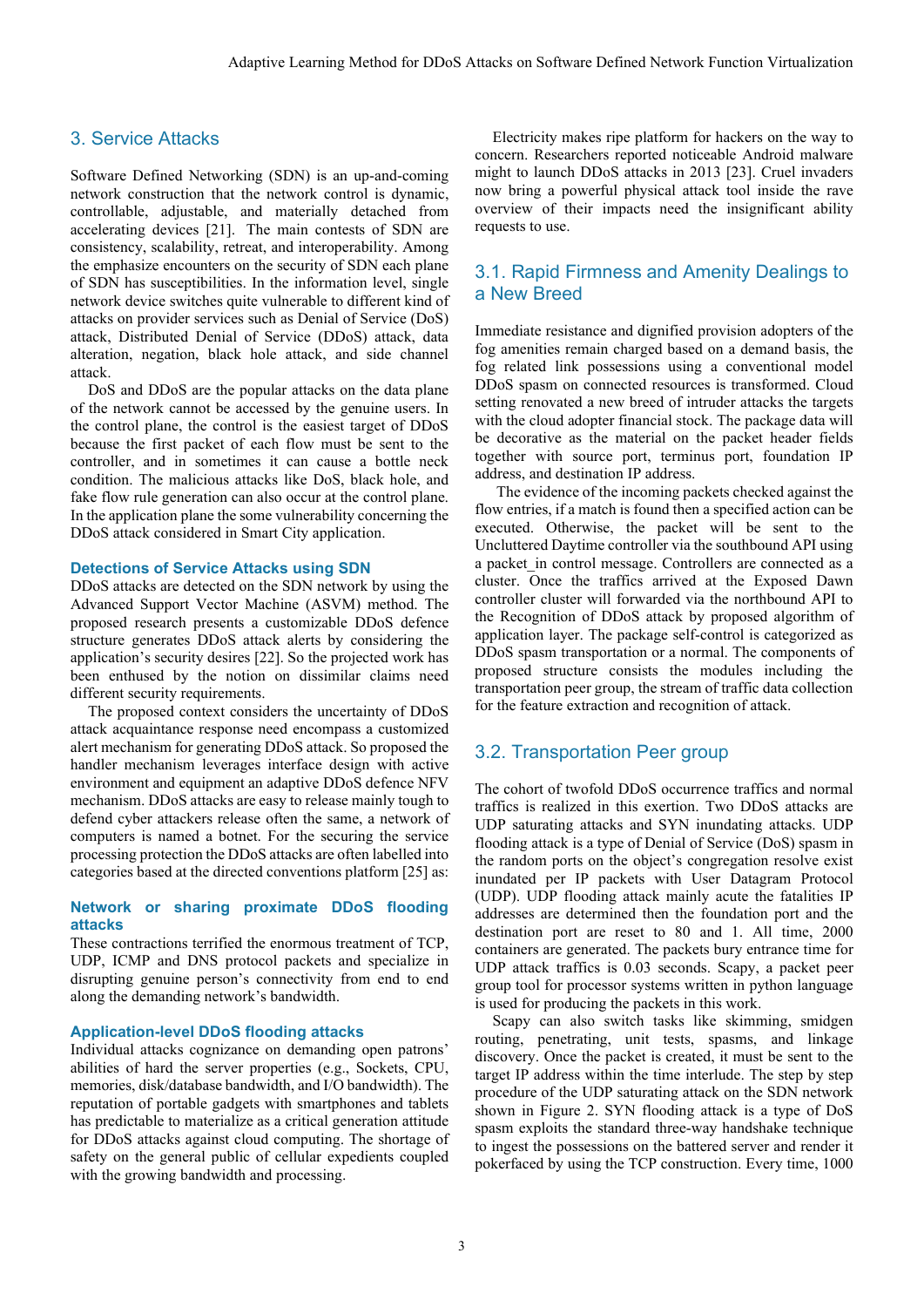## 3. Service Attacks

Software Defined Networking (SDN) is an up-and-coming network construction that the network control is dynamic, controllable, adjustable, and materially detached from accelerating devices [21]. The main contests of SDN are consistency, scalability, retreat, and interoperability. Among the emphasize encounters on the security of SDN each plane of SDN has susceptibilities. In the information level, single network device switches quite vulnerable to different kind of attacks on provider services such as Denial of Service (DoS) attack, Distributed Denial of Service (DDoS) attack, data alteration, negation, black hole attack, and side channel attack.

DoS and DDoS are the popular attacks on the data plane of the network cannot be accessed by the genuine users. In the control plane, the control is the easiest target of DDoS because the first packet of each flow must be sent to the controller, and in sometimes it can cause a bottle neck condition. The malicious attacks like DoS, black hole, and fake flow rule generation can also occur at the control plane. In the application plane the some vulnerability concerning the DDoS attack considered in Smart City application.

### Detections of Service Attacks using SDN

DDoS attacks are detected on the SDN network by using the Advanced Support Vector Machine (ASVM) method. The proposed research presents a customizable DDoS defence structure generates DDoS attack alerts by considering the application's security desires [22]. So the projected work has been enthused by the notion on dissimilar claims need different security requirements.

The proposed context considers the uncertainty of DDoS attack acquaintance response need encompass a customized alert mechanism for generating DDoS attack. So proposed the handler mechanism leverages interface design with active environment and equipment an adaptive DDoS defence NFV mechanism. DDoS attacks are easy to release mainly tough to defend cyber attackers release often the same, a network of computers is named a botnet. For the securing the service processing protection the DDoS attacks are often labelled into categories based at the directed conventions platform [25] as:

### Network or sharing proximate DDoS flooding attacks

These contractions terrified the enormous treatment of TCP, UDP, ICMP and DNS protocol packets and specialize in disrupting genuine person's connectivity from end to end along the demanding network's bandwidth.

### Application-level DDoS flooding attacks

Individual attacks cognizance on demanding open patrons' abilities of hard the server properties (e.g., Sockets, CPU, memories, disk/database bandwidth, and I/O bandwidth). The reputation of portable gadgets with smartphones and tablets has predictable to materialize as a critical generation attitude for DDoS attacks against cloud computing. The shortage of safety on the general public of cellular expedients coupled with the growing bandwidth and processing.

Electricity makes ripe platform for hackers on the way to concern. Researchers reported noticeable Android malware might to launch DDoS attacks in 2013 [23]. Cruel invaders now bring a powerful physical attack tool inside the rave overview of their impacts need the insignificant ability requests to use.

## 3.1. Rapid Firmness and Amenity Dealings to a New Breed

Immediate resistance and dignified provision adopters of the fog amenities remain charged based on a demand basis, the fog related link possessions using a conventional model DDoS spasm on connected resources is transformed. Cloud setting renovated a new breed of intruder attacks the targets with the cloud adopter financial stock. The package data will be decorative as the material on the packet header fields together with source port, terminus port, foundation IP address, and destination IP address.

The evidence of the incoming packets checked against the flow entries, if a match is found then a specified action can be executed. Otherwise, the packet will be sent to the Uncluttered Daytime controller via the southbound API using a packet_in control message. Controllers are connected as a cluster. Once the traffics arrived at the Exposed Dawn controller cluster will forwarded via the northbound API to the Recognition of DDoS attack by proposed algorithm of application layer. The package self-control is categorized as DDoS spasm transportation or a normal. The components of proposed structure consists the modules including the transportation peer group, the stream of traffic data collection for the feature extraction and recognition of attack.

## 3.2. Transportation Peer group

The cohort of twofold DDoS occurrence traffics and normal traffics is realized in this exertion. Two DDoS attacks are UDP saturating attacks and SYN inundating attacks. UDP flooding attack is a type of Denial of Service (DoS) spasm in the random ports on the object's congregation resolve exist inundated per IP packets with User Datagram Protocol (UDP). UDP flooding attack mainly acute the fatalities IP addresses are determined then the foundation port and the destination port are reset to 80 and 1. All time, 2000 containers are generated. The packets bury entrance time for UDP attack traffics is 0.03 seconds. Scapy, a packet peer group tool for processor systems written in python language is used for producing the packets in this work.

Scapy can also switch tasks like skimming, smidgen routing, penetrating, unit tests, spasms, and linkage discovery. Once the packet is created, it must be sent to the target IP address within the time interlude. The step by step procedure of the UDP saturating attack on the SDN network shown in Figure 2. SYN flooding attack is a type of DoS spasm exploits the standard three-way handshake technique to ingest the possessions on the battered server and render it pokerfaced by using the TCP construction. Every time, 1000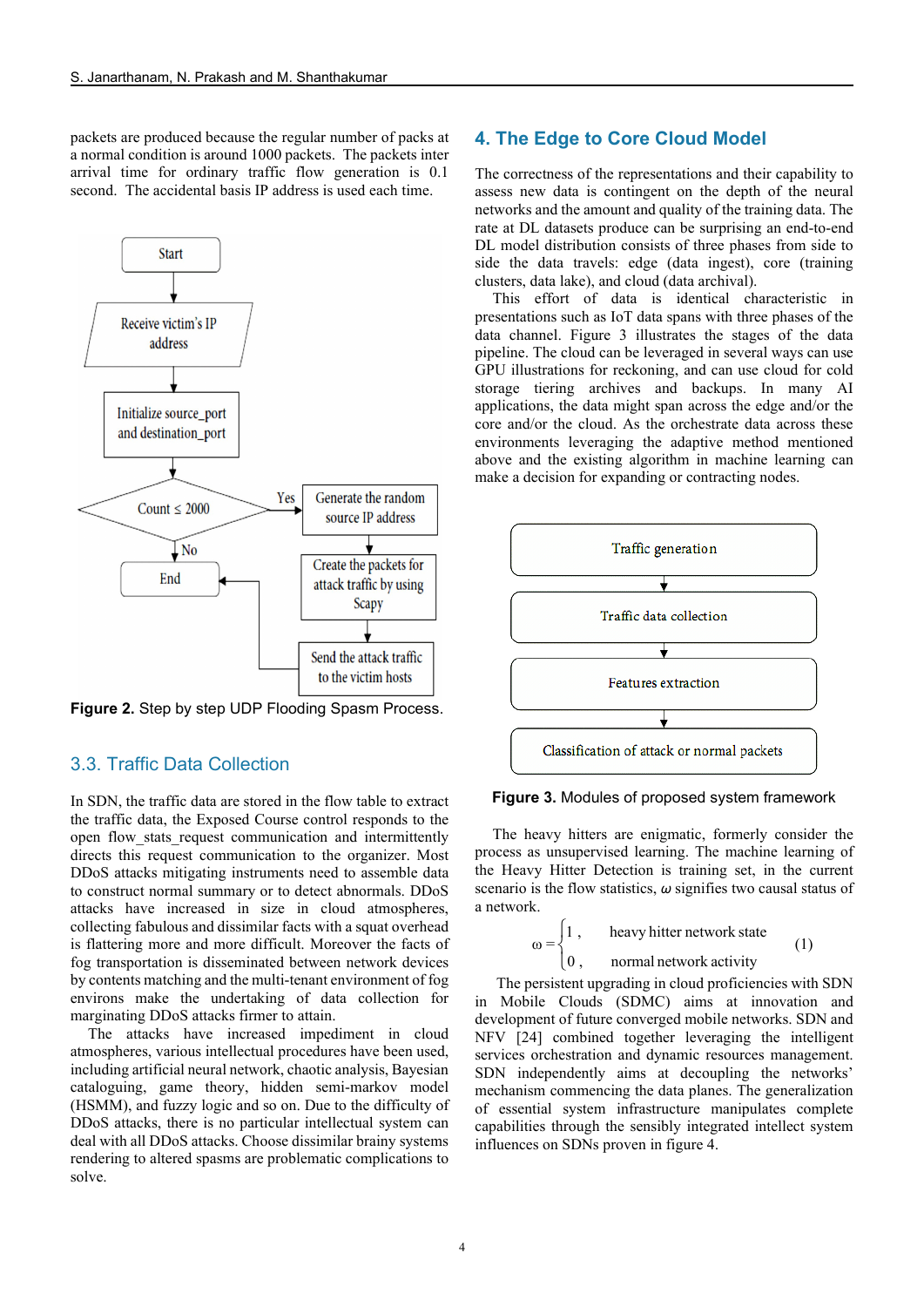packets are produced because the regular number of packs at a normal condition is around 1000 packets. The packets inter arrival time for ordinary traffic flow generation is 0.1 second. The accidental basis IP address is used each time.

Start

Receive victim's IP address

Initialize source_port and destination_port

Count ≤ 2000

Yes

Generate the random source IP address

Create the packets for attack traffic by using Scapy

Send the attack traffic to the victim hosts

No

End

**Figure 2.** Step by step UDP Flooding Spasm Process.

### 3.3. Traffic Data Collection

In SDN, the traffic data are stored in the flow table to extract the traffic data, the Exposed Course control responds to the open flow_stats_request communication and intermittently directs this request communication to the organizer. Most DDoS attacks mitigating instruments need to assemble data to construct normal summary or to detect abnormals. DDoS attacks have increased in size in cloud atmospheres, collecting fabulous and dissimilar facts with a squat overhead is flattering more and more difficult. Moreover the facts of fog transportation is disseminated between network devices by contents matching and the multi-tenant environment of fog environs make the undertaking of data collection for marginating DDoS attacks firmer to attain.

The attacks have increased impediment in cloud atmospheres, various intellectual procedures have been used, including artificial neural network, chaotic analysis, Bayesian cataloguing, game theory, hidden semi-markov model (HSMM), and fuzzy logic and so on. Due to the difficulty of DDoS attacks, there is no particular intellectual system can deal with all DDoS attacks. Choose dissimilar brainy systems rendering to altered spasms are problematic complications to solve.

## 4. The Edge to Core Cloud Model

The correctness of the representations and their capability to assess new data is contingent on the depth of the neural networks and the amount and quality of the training data. The rate at DL datasets produce can be surprising an end-to-end DL model distribution consists of three phases from side to side the data travels: edge (data ingest), core (training clusters, data lake), and cloud (data archival).

This effort of data is identical characteristic in presentations such as IoT data spans with three phases of the data channel. Figure 3 illustrates the stages of the data pipeline. The cloud can be leveraged in several ways can use GPU illustrations for reckoning, and can use cloud for cold storage tiering archives and backups. In many AI applications, the data might span across the edge and/or the core and/or the cloud. As the orchestrate data across these environments leveraging the adaptive method mentioned above and the existing algorithm in machine learning can make a decision for expanding or contracting nodes.

Traffic generation

Traffic data collection

Features extraction

Classification of attack or normal packets

**Figure 3.** Modules of proposed system framework

The heavy hitters are enigmatic, formerly consider the process as unsupervised learning. The machine learning of the Heavy Hitter Detection is training set, in the current scenario is the flow statistics, $\omega$ signifies two causal status of a network.

$$\omega = \begin{cases} 1, & \text{heavy hitter network state} \\ 0, & \text{normal network activity} \end{cases} \quad (1)$$

The persistent upgrading in cloud proficiencies with SDN in Mobile Clouds (SDMC) aims at innovation and development of future converged mobile networks. SDN and NFV [24] combined together leveraging the intelligent services orchestration and dynamic resources management. SDN independently aims at decoupling the networks' mechanism commencing the data planes. The generalization of essential system infrastructure manipulates complete capabilities through the sensibly integrated intellect system influences on SDNs proven in figure 4.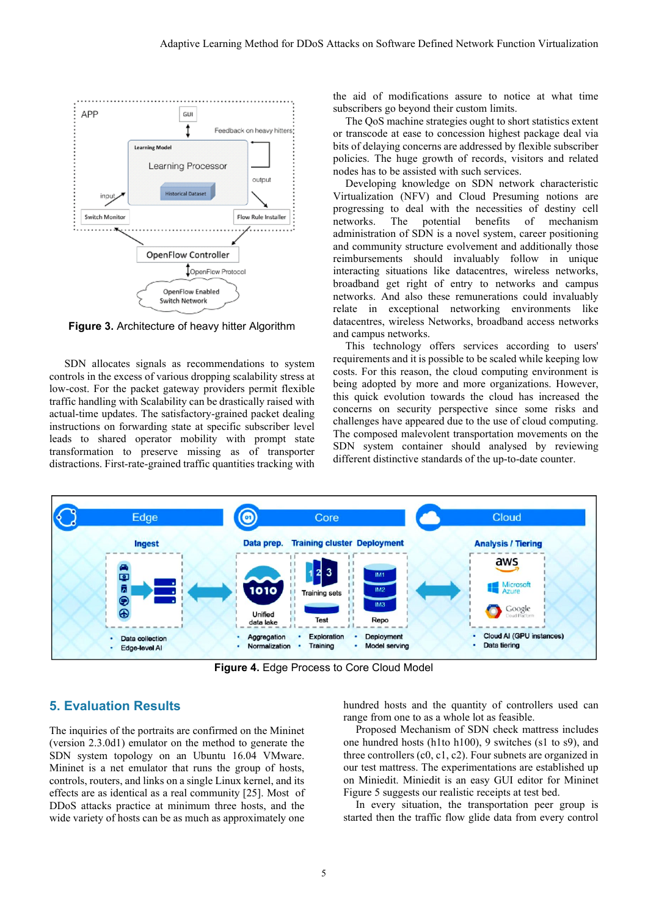APP

GUI

Feedback on heavy hitters

Learning Model

Learning Processor

input

output

Historical Dataset

Switch Monitor

Flow Rule Installer

OpenFlow Controller

OpenFlow Protocol

OpenFlow Enabled Switch Network

**Figure 3.** Architecture of heavy hitter Algorithm

SDN allocates signals as recommendations to system controls in the excess of various dropping scalability stress at low-cost. For the packet gateway providers permit flexible traffic handling with Scalability can be drastically raised with actual-time updates. The satisfactory-grained packet dealing instructions on forwarding state at specific subscriber level leads to shared operator mobility with prompt state transformation to preserve missing as of transporter distractions. First-rate-grained traffic quantities tracking with the aid of modifications assure to notice at what time subscribers go beyond their custom limits.

The QoS machine strategies ought to short statistics extent or transcode at ease to concession highest package deal via bits of delaying concerns are addressed by flexible subscriber policies. The huge growth of records, visitors and related nodes has to be assisted with such services.

Developing knowledge on SDN network characteristic Virtualization (NFV) and Cloud Presuming notions are progressing to deal with the necessities of destiny cell networks. The potential benefits of mechanism administration of SDN is a novel system, career positioning and community structure evolvement and additionally those reimbursements should invaluably follow in unique interacting situations like datacentres, wireless networks, broadband get right of entry to networks and campus networks. And also these remunerations could invaluably relate in exceptional networking environments like datacentres, wireless Networks, broadband access networks and campus networks.

This technology offers services according to users' requirements and it is possible to be scaled while keeping low costs. For this reason, the cloud computing environment is being adopted by more and more organizations. However, this quick evolution towards the cloud has increased the concerns on security perspective since some risks and challenges have appeared due to the use of cloud computing. The composed malevolent transportation movements on the SDN system container should analysed by reviewing different distinctive standards of the up-to-date counter.

Edge

Core

Cloud

Ingest

Data prep.

Training cluster

Deployment

Analysis / Tiering

1010

Unified data lake

Training sets

Test

IM1

IM2

IM3

Repo

aws

Microsoft Azure

Google Cloud Platform

- Data collection
- Edge-level AI

- Aggregation
- Normalization

- Exploration
- Training

- Deployment
- Model serving

- Cloud AI (GPU instances)
- Data tiering

**Figure 4.** Edge Process to Core Cloud Model

## 5. Evaluation Results

The inquiries of the portraits are confirmed on the Mininet (version 2.3.0d1) emulator on the method to generate the SDN system topology on an Ubuntu 16.04 VMware. Mininet is a net emulator that runs the group of hosts, controls, routers, and links on a single Linux kernel, and its effects are as identical as a real community [25]. Most of DDoS attacks practice at minimum three hosts, and the wide variety of hosts can be as much as approximately one hundred hosts and the quantity of controllers used can range from one to as a whole lot as feasible.

Proposed Mechanism of SDN check mattress includes one hundred hosts (h1to h100), 9 switches (s1 to s9), and three controllers (c0, c1, c2). Four subnets are organized in our test mattress. The experimentations are established up on Miniedit. Miniedit is an easy GUI editor for Mininet Figure 5 suggests our realistic receipts at test bed.

In every situation, the transportation peer group is started then the traffic flow glide data from every control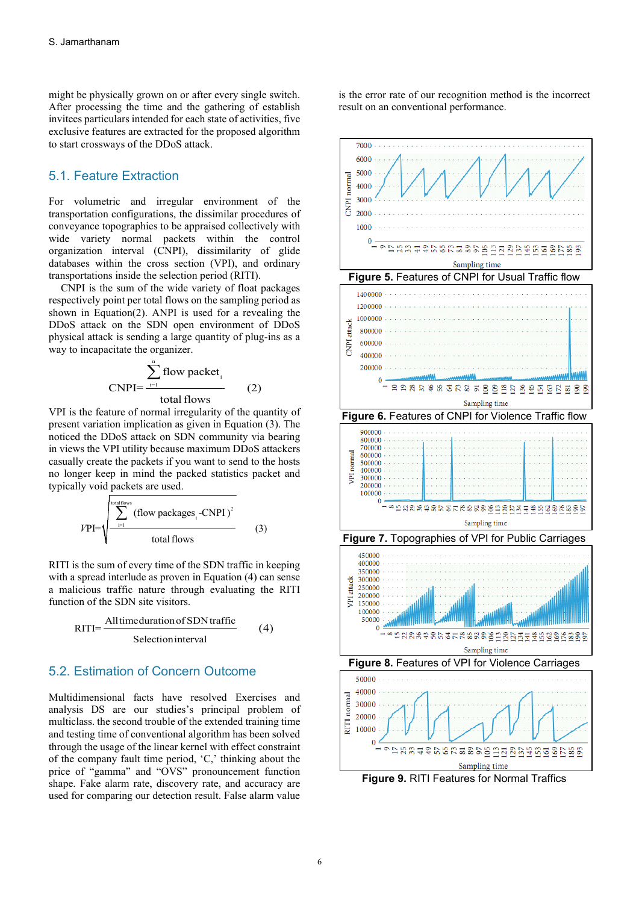might be physically grown on or after every single switch. After processing the time and the gathering of establish invitees particulars intended for each state of activities, five exclusive features are extracted for the proposed algorithm to start crossways of the DDoS attack.

## 5.1. Feature Extraction

For volumetric and irregular environment of the transportation configurations, the dissimilar procedures of conveyance topographies to be appraised collectively with wide variety normal packets within the control organization interval (CNPI), dissimilarity of glide databases within the cross section (VPI), and ordinary transportations inside the selection period (RITI).

CNPI is the sum of the wide variety of float packages respectively point per total flows on the sampling period as shown in Equation(2). ANPI is used for a revealing the DDoS attack on the SDN open environment of DDoS physical attack is sending a large quantity of plug-ins as a way to incapacitate the organizer.

$$\text{CNPI}=\frac{\sum_{i=1}^{n}\text{flow packet}_i}{\text{total flows}} \qquad (2)$$

VPI is the feature of normal irregularity of the quantity of present variation implication as given in Equation (3). The noticed the DDoS attack on SDN community via bearing in views the VPI utility because maximum DDoS attackers casually create the packets if you want to send to the hosts no longer keep in mind the packed statistics packet and typically void packets are used.

$$VPI=\sqrt{\frac{\sum_{i=1}^{\text{total flows}}(\text{flow packages}_i-\text{CNPI})^2}{\text{total flows}}} \qquad (3)$$

RITI is the sum of every time of the SDN traffic in keeping with a spread interlude as proven in Equation (4) can sense a malicious traffic nature through evaluating the RITI function of the SDN site visitors.

$$\text{RITI}=\frac{\text{All time duration of SDN traffic}}{\text{Selection interval}} \qquad (4)$$

## 5.2. Estimation of Concern Outcome

Multidimensional facts have resolved Exercises and analysis DS are our studies's principal problem of multiclass. the second trouble of the extended training time and testing time of conventional algorithm has been solved through the usage of the linear kernel with effect constraint of the company fault time period, 'C,' thinking about the price of "gamma" and "OVS" pronouncement function shape. Fake alarm rate, discovery rate, and accuracy are used for comparing our detection result. False alarm value is the error rate of our recognition method is the incorrect result on an conventional performance.

CNPI normal
7000
6000
5000
4000
3000
2000
1000
0
1 9 17 25 33 41 49 57 65 73 81 89 97 105 113 121 129 137 145 153 161 169 177 185 193
Sampling time

**Figure 5.** Features of CNPI for Usual Traffic flow

CNPI attack
1400000
1200000
1000000
800000
600000
400000
200000
0
1 10 19 28 37 46 55 64 73 82 91 100 109 118 127 136 145 154 163 172 181 190 199
Sampling time

**Figure 6.** Features of CNPI for Violence Traffic flow

VPI normal
900000
800000
700000
600000
500000
400000
300000
200000
100000
0
1 8 15 22 29 36 43 50 57 64 71 78 85 92 99 106 113 120 127 134 141 148 155 162 169 176 183 190 197
Sampling time

**Figure 7.** Topographies of VPI for Public Carriages

VPI attack
450000
400000
350000
300000
250000
200000
150000
100000
50000
0
1 8 15 22 29 36 43 50 57 64 71 78 85 92 99 106 113 120 127 134 141 148 155 162 169 176 183 190 197
Sampling time

**Figure 8.** Features of VPI for Violence Carriages

RITI normal
50000
40000
30000
20000
10000
0
1 9 17 25 33 41 49 57 65 73 81 89 97 105 113 121 129 137 145 153 161 169 177 185 193
Sampling time

**Figure 9.** RITI Features for Normal Traffics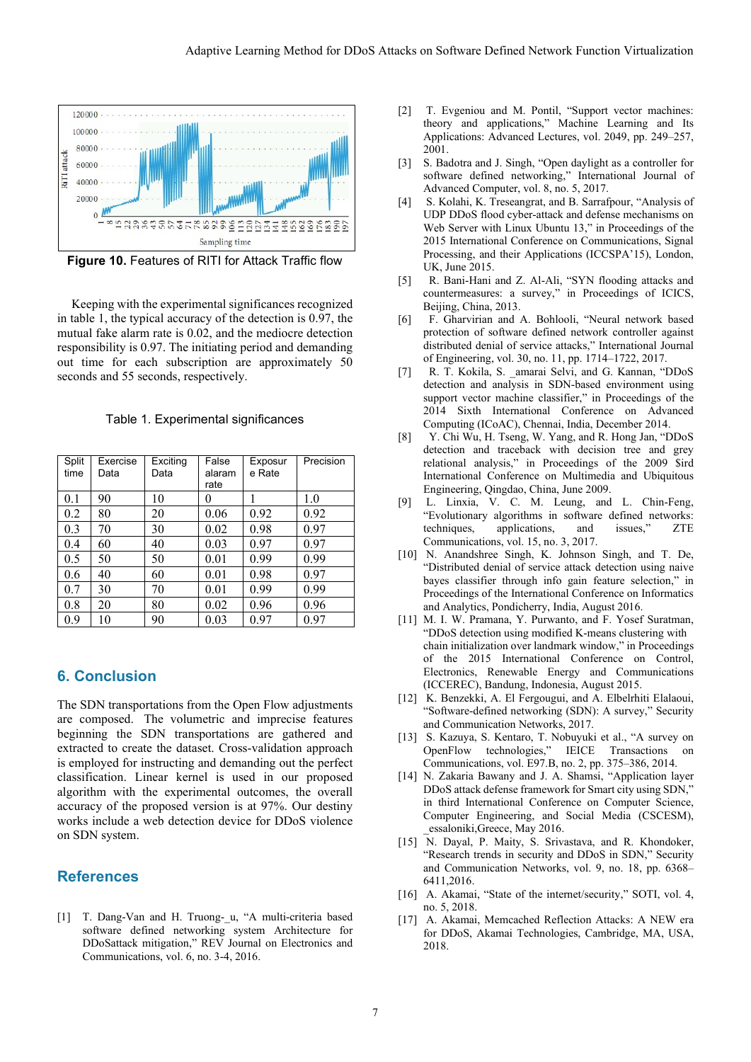Figure 10. Features of RITI for Attack Traffic flow

Keeping with the experimental significances recognized in table 1, the typical accuracy of the detection is 0.97, the mutual fake alarm rate is 0.02, and the mediocre detection responsibility is 0.97. The initiating period and demanding out time for each subscription are approximately 50 seconds and 55 seconds, respectively.

Table 1. Experimental significances

| Split time | Exercise Data | Exciting Data | False alaram rate | Exposure Rate | Precision |
|---|---|---|---|---|---|
| 0.1 | 90 | 10 | 0 | 1 | 1.0 |
| 0.2 | 80 | 20 | 0.06 | 0.92 | 0.92 |
| 0.3 | 70 | 30 | 0.02 | 0.98 | 0.97 |
| 0.4 | 60 | 40 | 0.03 | 0.97 | 0.97 |
| 0.5 | 50 | 50 | 0.01 | 0.99 | 0.99 |
| 0.6 | 40 | 60 | 0.01 | 0.98 | 0.97 |
| 0.7 | 30 | 70 | 0.01 | 0.99 | 0.99 |
| 0.8 | 20 | 80 | 0.02 | 0.96 | 0.96 |
| 0.9 | 10 | 90 | 0.03 | 0.97 | 0.97 |

## 6. Conclusion

The SDN transportations from the Open Flow adjustments are composed. The volumetric and imprecise features beginning the SDN transportations are gathered and extracted to create the dataset. Cross-validation approach is employed for instructing and demanding out the perfect classification. Linear kernel is used in our proposed algorithm with the experimental outcomes, the overall accuracy of the proposed version is at 97%. Our destiny works include a web detection device for DDoS violence on SDN system.

## References

[1] T. Dang-Van and H. Truong-_u, "A multi-criteria based software defined networking system Architecture for DDoSattack mitigation," REV Journal on Electronics and Communications, vol. 6, no. 3-4, 2016.

[2] T. Evgeniou and M. Pontil, "Support vector machines: theory and applications," Machine Learning and Its Applications: Advanced Lectures, vol. 2049, pp. 249–257, 2001.

[3] S. Badotra and J. Singh, "Open daylight as a controller for software defined networking," International Journal of Advanced Computer, vol. 8, no. 5, 2017.

[4] S. Kolahi, K. Treseangrat, and B. Sarrafpour, "Analysis of UDP DDoS flood cyber-attack and defense mechanisms on Web Server with Linux Ubuntu 13," in Proceedings of the 2015 International Conference on Communications, Signal Processing, and their Applications (ICCSPA'15), London, UK, June 2015.

[5] R. Bani-Hani and Z. Al-Ali, "SYN flooding attacks and countermeasures: a survey," in Proceedings of ICICS, Beijing, China, 2013.

[6] F. Gharvirian and A. Bohlooli, "Neural network based protection of software defined network controller against distributed denial of service attacks," International Journal of Engineering, vol. 30, no. 11, pp. 1714–1722, 2017.

[7] R. T. Kokila, S. _amarai Selvi, and G. Kannan, "DDoS detection and analysis in SDN-based environment using support vector machine classifier," in Proceedings of the 2014 Sixth International Conference on Advanced Computing (ICoAC), Chennai, India, December 2014.

[8] Y. Chi Wu, H. Tseng, W. Yang, and R. Hong Jan, "DDoS detection and traceback with decision tree and grey relational analysis," in Proceedings of the 2009 $ird International Conference on Multimedia and Ubiquitous Engineering, Qingdao, China, June 2009.

[9] L. Linxia, V. C. M. Leung, and L. Chin-Feng, "Evolutionary algorithms in software defined networks: techniques, applications, and issues," ZTE Communications, vol. 15, no. 3, 2017.

[10] N. Anandshree Singh, K. Johnson Singh, and T. De, "Distributed denial of service attack detection using naive bayes classifier through info gain feature selection," in Proceedings of the International Conference on Informatics and Analytics, Pondicherry, India, August 2016.

[11] M. I. W. Pramana, Y. Purwanto, and F. Yosef Suratman, "DDoS detection using modified K-means clustering with chain initialization over landmark window," in Proceedings of the 2015 International Conference on Control, Electronics, Renewable Energy and Communications (ICCEREC), Bandung, Indonesia, August 2015.

[12] K. Benzekki, A. El Fergougui, and A. Elbelrhiti Elalaoui, "Software-defined networking (SDN): A survey," Security and Communication Networks, 2017.

[13] S. Kazuya, S. Kentaro, T. Nobuyuki et al., "A survey on OpenFlow technologies," IEICE Transactions on Communications, vol. E97.B, no. 2, pp. 375–386, 2014.

[14] N. Zakaria Bawany and J. A. Shamsi, "Application layer DDoS attack defense framework for Smart city using SDN," in third International Conference on Computer Science, Computer Engineering, and Social Media (CSCESM), _essaloniki,Greece, May 2016.

[15] N. Dayal, P. Maity, S. Srivastava, and R. Khondoker, "Research trends in security and DDoS in SDN," Security and Communication Networks, vol. 9, no. 18, pp. 6368–6411,2016.

[16] A. Akamai, "State of the internet/security," SOTI, vol. 4, no. 5, 2018.

[17] A. Akamai, Memcached Reflection Attacks: A NEW era for DDoS, Akamai Technologies, Cambridge, MA, USA, 2018.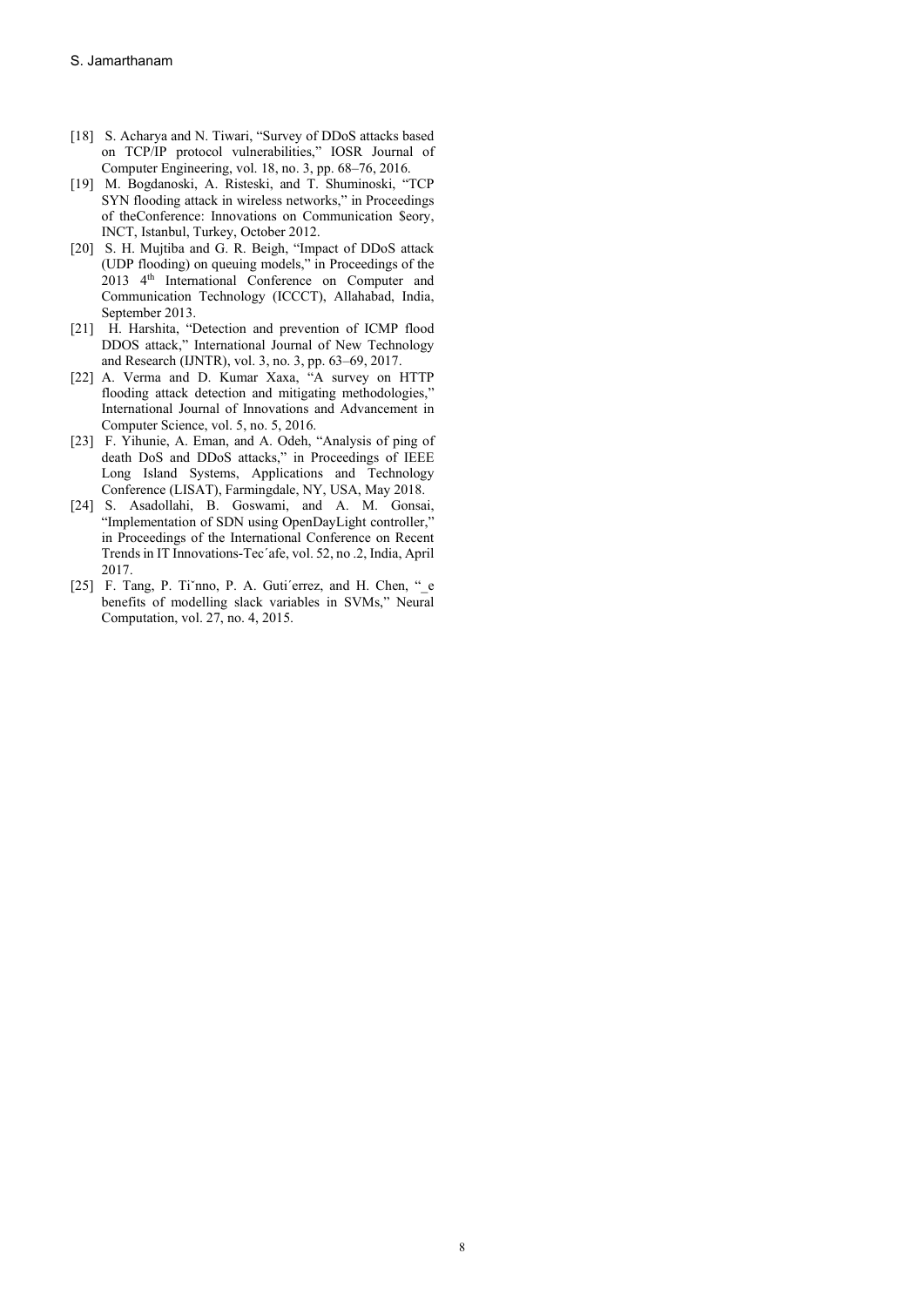[18] S. Acharya and N. Tiwari, "Survey of DDoS attacks based on TCP/IP protocol vulnerabilities," IOSR Journal of Computer Engineering, vol. 18, no. 3, pp. 68–76, 2016.

[19] M. Bogdanoski, A. Risteski, and T. Shuminoski, "TCP SYN flooding attack in wireless networks," in Proceedings of theConference: Innovations on Communication $eory, INCT, Istanbul, Turkey, October 2012.

[20] S. H. Mujtiba and G. R. Beigh, "Impact of DDoS attack (UDP flooding) on queuing models," in Proceedings of the 2013 4th International Conference on Computer and Communication Technology (ICCCT), Allahabad, India, September 2013.

[21] H. Harshita, "Detection and prevention of ICMP flood DDOS attack," International Journal of New Technology and Research (IJNTR), vol. 3, no. 3, pp. 63–69, 2017.

[22] A. Verma and D. Kumar Xaxa, "A survey on HTTP flooding attack detection and mitigating methodologies," International Journal of Innovations and Advancement in Computer Science, vol. 5, no. 5, 2016.

[23] F. Yihunie, A. Eman, and A. Odeh, "Analysis of ping of death DoS and DDoS attacks," in Proceedings of IEEE Long Island Systems, Applications and Technology Conference (LISAT), Farmingdale, NY, USA, May 2018.

[24] S. Asadollahi, B. Goswami, and A. M. Gonsai, "Implementation of SDN using OpenDayLight controller," in Proceedings of the International Conference on Recent Trends in IT Innovations-Tec´afe, vol. 52, no .2, India, April 2017.

[25] F. Tang, P. Ti˘nno, P. A. Guti´errez, and H. Chen, "_e benefits of modelling slack variables in SVMs," Neural Computation, vol. 27, no. 4, 2015.